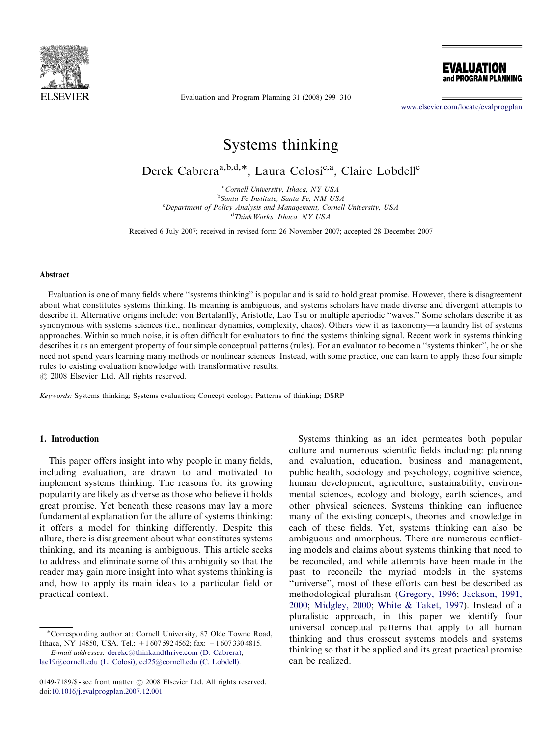# Systems thinking

Derek Cabrera[a,b,d,*], Laura Colosi[c,a], Claire Lobdell[c]

[a] Cornell University, Ithaca, NY USA
[b] Santa Fe Institute, Santa Fe, NM USA
[c] Department of Policy Analysis and Management, Cornell University, USA
[d] ThinkWorks, Ithaca, NY USA

Received 6 July 2007; received in revised form 26 November 2007; accepted 28 December 2007

## Abstract

Evaluation is one of many fields where "systems thinking" is popular and is said to hold great promise. However, there is disagreement about what constitutes systems thinking. Its meaning is ambiguous, and systems scholars have made diverse and divergent attempts to describe it. Alternative origins include: von Bertalanffy, Aristotle, Lao Tsu or multiple aperiodic "waves." Some scholars describe it as synonymous with systems sciences (i.e., nonlinear dynamics, complexity, chaos). Others view it as taxonomy—a laundry list of systems approaches. Within so much noise, it is often difficult for evaluators to find the systems thinking signal. Recent work in systems thinking describes it as an emergent property of four simple conceptual patterns (rules). For an evaluator to become a "systems thinker", he or she need not spend years learning many methods or nonlinear sciences. Instead, with some practice, one can learn to apply these four simple rules to existing evaluation knowledge with transformative results.
© 2008 Elsevier Ltd. All rights reserved.

*Keywords:* Systems thinking; Systems evaluation; Concept ecology; Patterns of thinking; DSRP

## 1. Introduction

This paper offers insight into why people in many fields, including evaluation, are drawn to and motivated to implement systems thinking. The reasons for its growing popularity are likely as diverse as those who believe it holds great promise. Yet beneath these reasons may lay a more fundamental explanation for the allure of systems thinking: it offers a model for thinking differently. Despite this allure, there is disagreement about what constitutes systems thinking, and its meaning is ambiguous. This article seeks to address and eliminate some of this ambiguity so that the reader may gain more insight into what systems thinking is and, how to apply its main ideas to a particular field or practical context.

Systems thinking as an idea permeates both popular culture and numerous scientific fields including: planning and evaluation, education, business and management, public health, sociology and psychology, cognitive science, human development, agriculture, sustainability, environmental sciences, ecology and biology, earth sciences, and other physical sciences. Systems thinking can influence many of the existing concepts, theories and knowledge in each of these fields. Yet, systems thinking can also be ambiguous and amorphous. There are numerous conflicting models and claims about systems thinking that need to be reconciled, and while attempts have been made in the past to reconcile the myriad models in the systems "universe", most of these efforts can best be described as methodological pluralism (Gregory, 1996; Jackson, 1991, 2000; Midgley, 2000; White & Taket, 1997). Instead of a pluralistic approach, in this paper we identify four universal conceptual patterns that apply to all human thinking and thus crosscut systems models and systems thinking so that it be applied and its great practical promise can be realized.

*Corresponding author at: Cornell University, 87 Olde Towne Road, Ithaca, NY 14850, USA. Tel.: +1 607 592 4562; fax: +1 607 330 4815.
*E-mail addresses:* derekc@thinkandthrive.com (D. Cabrera), lac19@cornell.edu (L. Colosi), cel25@cornell.edu (C. Lobdell).

0149-7189/$ - see front matter © 2008 Elsevier Ltd. All rights reserved.
doi:10.1016/j.evalprogplan.2007.12.001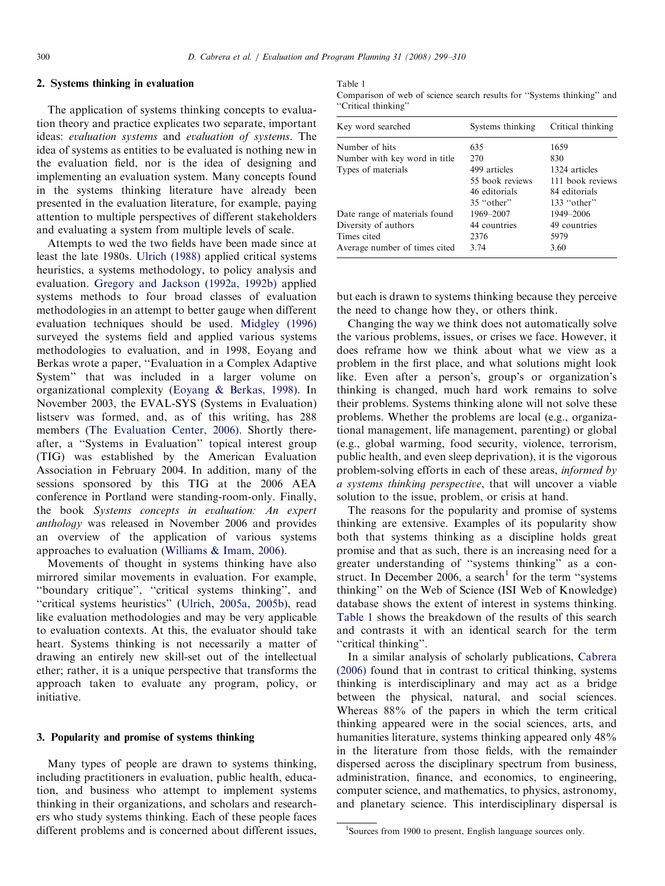## 2. Systems thinking in evaluation

The application of systems thinking concepts to evaluation theory and practice explicates two separate, important ideas: *evaluation systems* and *evaluation of systems*. The idea of systems as entities to be evaluated is nothing new in the evaluation field, nor is the idea of designing and implementing an evaluation system. Many concepts found in the systems thinking literature have already been presented in the evaluation literature, for example, paying attention to multiple perspectives of different stakeholders and evaluating a system from multiple levels of scale.

Attempts to wed the two fields have been made since at least the late 1980s. Ulrich (1988) applied critical systems heuristics, a systems methodology, to policy analysis and evaluation. Gregory and Jackson (1992a, 1992b) applied systems methods to four broad classes of evaluation methodologies in an attempt to better gauge when different evaluation techniques should be used. Midgley (1996) surveyed the systems field and applied various systems methodologies to evaluation, and in 1998, Eoyang and Berkas wrote a paper, "Evaluation in a Complex Adaptive System" that was included in a larger volume on organizational complexity (Eoyang & Berkas, 1998). In November 2003, the EVAL-SYS (Systems in Evaluation) listserv was formed, and, as of this writing, has 288 members (The Evaluation Center, 2006). Shortly thereafter, a "Systems in Evaluation" topical interest group (TIG) was established by the American Evaluation Association in February 2004. In addition, many of the sessions sponsored by this TIG at the 2006 AEA conference in Portland were standing-room-only. Finally, the book *Systems concepts in evaluation: An expert anthology* was released in November 2006 and provides an overview of the application of various systems approaches to evaluation (Williams & Imam, 2006).

Movements of thought in systems thinking have also mirrored similar movements in evaluation. For example, "boundary critique", "critical systems thinking", and "critical systems heuristics" (Ulrich, 2005a, 2005b), read like evaluation methodologies and may be very applicable to evaluation contexts. At this, the evaluator should take heart. Systems thinking is not necessarily a matter of drawing an entirely new skill-set out of the intellectual ether; rather, it is a unique perspective that transforms the approach taken to evaluate any program, policy, or initiative.

## 3. Popularity and promise of systems thinking

Many types of people are drawn to systems thinking, including practitioners in evaluation, public health, education, and business who attempt to implement systems thinking in their organizations, and scholars and researchers who study systems thinking. Each of these people faces different problems and is concerned about different issues, but each is drawn to systems thinking because they perceive the need to change how they, or others think.

Changing the way we think does not automatically solve the various problems, issues, or crises we face. However, it does reframe how we think about what we view as a problem in the first place, and what solutions might look like. Even after a person's, group's or organization's thinking is changed, much hard work remains to solve their problems. Systems thinking alone will not solve these problems. Whether the problems are local (e.g., organizational management, life management, parenting) or global (e.g., global warming, food security, violence, terrorism, public health, and even sleep deprivation), it is the vigorous problem-solving efforts in each of these areas, *informed by a systems thinking perspective*, that will uncover a viable solution to the issue, problem, or crisis at hand.

The reasons for the popularity and promise of systems thinking are extensive. Examples of its popularity show both that systems thinking as a discipline holds great promise and that as such, there is an increasing need for a greater understanding of "systems thinking" as a construct. In December 2006, a search[1] for the term "systems thinking" on the Web of Science (ISI Web of Knowledge) database shows the extent of interest in systems thinking. Table 1 shows the breakdown of the results of this search and contrasts it with an identical search for the term "critical thinking".

Table 1
Comparison of web of science search results for "Systems thinking" and "Critical thinking"

| Key word searched | Systems thinking | Critical thinking |
|---|---|---|
| Number of hits | 635 | 1659 |
| Number with key word in title | 270 | 830 |
| Types of materials | 499 articles | 1324 articles |
| | 55 book reviews | 111 book reviews |
| | 46 editorials | 84 editorials |
| | 35 "other" | 133 "other" |
| Date range of materials found | 1969–2007 | 1949–2006 |
| Diversity of authors | 44 countries | 49 countries |
| Times cited | 2376 | 5979 |
| Average number of times cited | 3.74 | 3.60 |

In a similar analysis of scholarly publications, Cabrera (2006) found that in contrast to critical thinking, systems thinking is interdisciplinary and may act as a bridge between the physical, natural, and social sciences. Whereas 88% of the papers in which the term critical thinking appeared were in the social sciences, arts, and humanities literature, systems thinking appeared only 48% in the literature from those fields, with the remainder dispersed across the disciplinary spectrum from business, administration, finance, and economics, to engineering, computer science, and mathematics, to physics, astronomy, and planetary science. This interdisciplinary dispersal is

[1] Sources from 1900 to present, English language sources only.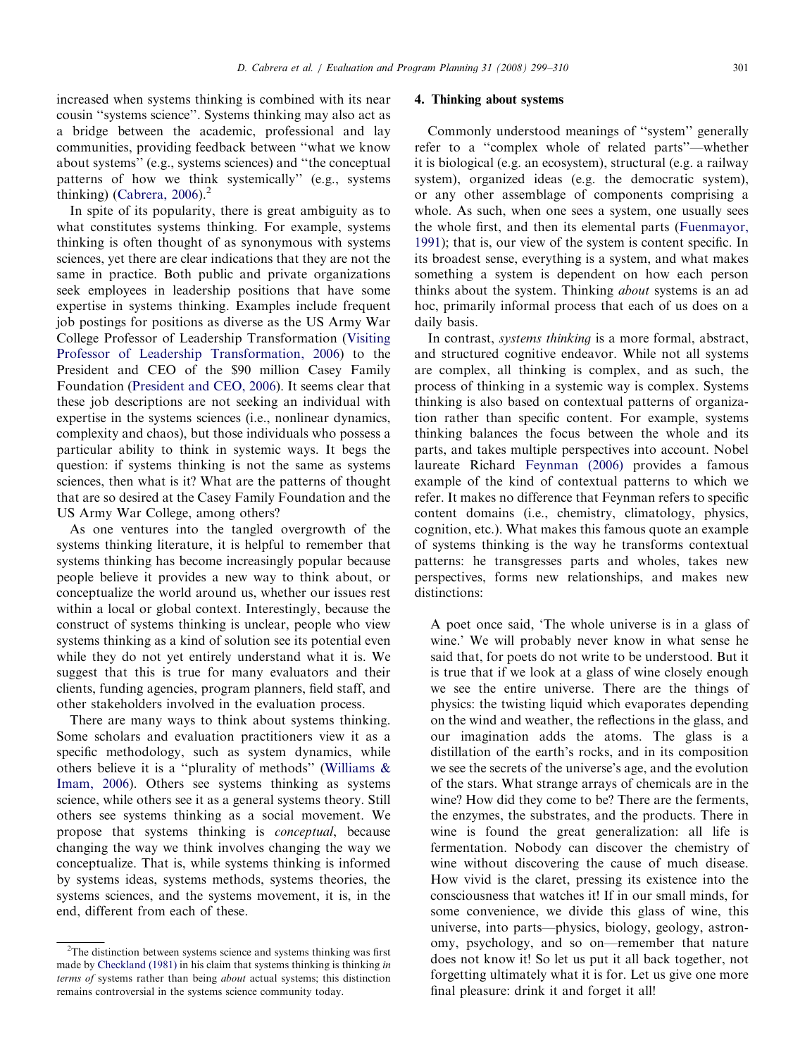increased when systems thinking is combined with its near cousin "systems science". Systems thinking may also act as a bridge between the academic, professional and lay communities, providing feedback between "what we know about systems" (e.g., systems sciences) and "the conceptual patterns of how we think systemically" (e.g., systems thinking) (Cabrera, 2006).[2]

In spite of its popularity, there is great ambiguity as to what constitutes systems thinking. For example, systems thinking is often thought of as synonymous with systems sciences, yet there are clear indications that they are not the same in practice. Both public and private organizations seek employees in leadership positions that have some expertise in systems thinking. Examples include frequent job postings for positions as diverse as the US Army War College Professor of Leadership Transformation (Visiting Professor of Leadership Transformation, 2006) to the President and CEO of the $90 million Casey Family Foundation (President and CEO, 2006). It seems clear that these job descriptions are not seeking an individual with expertise in the systems sciences (i.e., nonlinear dynamics, complexity and chaos), but those individuals who possess a particular ability to think in systemic ways. It begs the question: if systems thinking is not the same as systems sciences, then what is it? What are the patterns of thought that are so desired at the Casey Family Foundation and the US Army War College, among others?

As one ventures into the tangled overgrowth of the systems thinking literature, it is helpful to remember that systems thinking has become increasingly popular because people believe it provides a new way to think about, or conceptualize the world around us, whether our issues rest within a local or global context. Interestingly, because the construct of systems thinking is unclear, people who view systems thinking as a kind of solution see its potential even while they do not yet entirely understand what it is. We suggest that this is true for many evaluators and their clients, funding agencies, program planners, field staff, and other stakeholders involved in the evaluation process.

There are many ways to think about systems thinking. Some scholars and evaluation practitioners view it as a specific methodology, such as system dynamics, while others believe it is a "plurality of methods" (Williams & Imam, 2006). Others see systems thinking as systems science, while others see it as a general systems theory. Still others see systems thinking as a social movement. We propose that systems thinking is *conceptual*, because changing the way we think involves changing the way we conceptualize. That is, while systems thinking is informed by systems ideas, systems methods, systems theories, the systems sciences, and the systems movement, it is, in the end, different from each of these.

[2] The distinction between systems science and systems thinking was first made by Checkland (1981) in his claim that systems thinking is thinking *in terms of* systems rather than being *about* actual systems; this distinction remains controversial in the systems science community today.

## 4. Thinking about systems

Commonly understood meanings of "system" generally refer to a "complex whole of related parts"—whether it is biological (e.g. an ecosystem), structural (e.g. a railway system), organized ideas (e.g. the democratic system), or any other assemblage of components comprising a whole. As such, when one sees a system, one usually sees the whole first, and then its elemental parts (Fuenmayor, 1991); that is, our view of the system is content specific. In its broadest sense, everything is a system, and what makes something a system is dependent on how each person thinks about the system. Thinking *about* systems is an ad hoc, primarily informal process that each of us does on a daily basis.

In contrast, *systems thinking* is a more formal, abstract, and structured cognitive endeavor. While not all systems are complex, all thinking is complex, and as such, the process of thinking in a systemic way is complex. Systems thinking is also based on contextual patterns of organization rather than specific content. For example, systems thinking balances the focus between the whole and its parts, and takes multiple perspectives into account. Nobel laureate Richard Feynman (2006) provides a famous example of the kind of contextual patterns to which we refer. It makes no difference that Feynman refers to specific content domains (i.e., chemistry, climatology, physics, cognition, etc.). What makes this famous quote an example of systems thinking is the way he transforms contextual patterns: he transgresses parts and wholes, takes new perspectives, forms new relationships, and makes new distinctions:

> A poet once said, 'The whole universe is in a glass of wine.' We will probably never know in what sense he said that, for poets do not write to be understood. But it is true that if we look at a glass of wine closely enough we see the entire universe. There are the things of physics: the twisting liquid which evaporates depending on the wind and weather, the reflections in the glass, and our imagination adds the atoms. The glass is a distillation of the earth's rocks, and in its composition we see the secrets of the universe's age, and the evolution of the stars. What strange arrays of chemicals are in the wine? How did they come to be? There are the ferments, the enzymes, the substrates, and the products. There in wine is found the great generalization: all life is fermentation. Nobody can discover the chemistry of wine without discovering the cause of much disease. How vivid is the claret, pressing its existence into the consciousness that watches it! If in our small minds, for some convenience, we divide this glass of wine, this universe, into parts—physics, biology, geology, astronomy, psychology, and so on—remember that nature does not know it! So let us put it all back together, not forgetting ultimately what it is for. Let us give one more final pleasure: drink it and forget it all!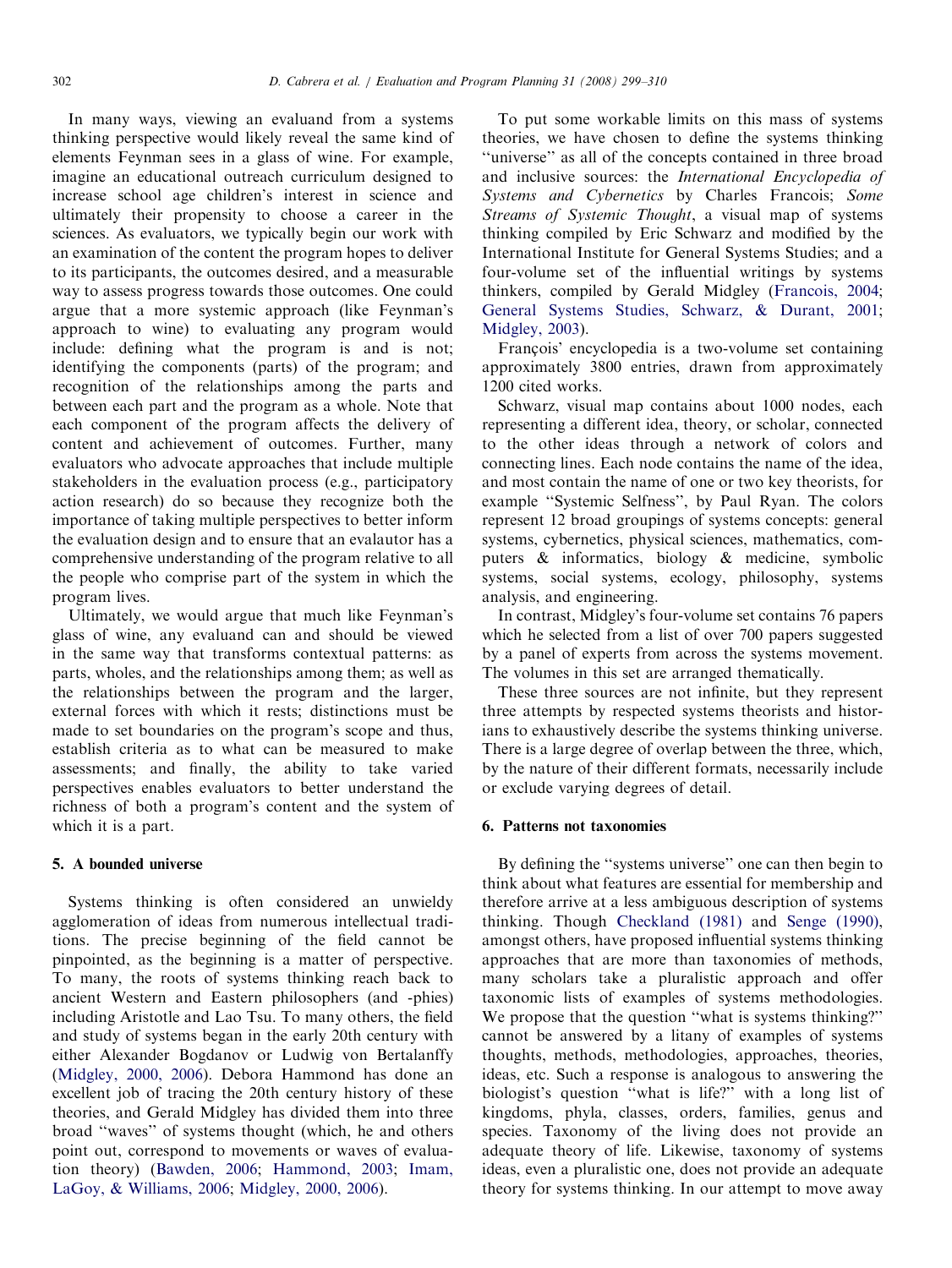In many ways, viewing an evaluand from a systems thinking perspective would likely reveal the same kind of elements Feynman sees in a glass of wine. For example, imagine an educational outreach curriculum designed to increase school age children's interest in science and ultimately their propensity to choose a career in the sciences. As evaluators, we typically begin our work with an examination of the content the program hopes to deliver to its participants, the outcomes desired, and a measurable way to assess progress towards those outcomes. One could argue that a more systemic approach (like Feynman's approach to wine) to evaluating any program would include: defining what the program is and is not; identifying the components (parts) of the program; and recognition of the relationships among the parts and between each part and the program as a whole. Note that each component of the program affects the delivery of content and achievement of outcomes. Further, many evaluators who advocate approaches that include multiple stakeholders in the evaluation process (e.g., participatory action research) do so because they recognize both the importance of taking multiple perspectives to better inform the evaluation design and to ensure that an evalautor has a comprehensive understanding of the program relative to all the people who comprise part of the system in which the program lives.

Ultimately, we would argue that much like Feynman's glass of wine, any evaluand can and should be viewed in the same way that transforms contextual patterns: as parts, wholes, and the relationships among them; as well as the relationships between the program and the larger, external forces with which it rests; distinctions must be made to set boundaries on the program's scope and thus, establish criteria as to what can be measured to make assessments; and finally, the ability to take varied perspectives enables evaluators to better understand the richness of both a program's content and the system of which it is a part.

## 5. A bounded universe

Systems thinking is often considered an unwieldy agglomeration of ideas from numerous intellectual traditions. The precise beginning of the field cannot be pinpointed, as the beginning is a matter of perspective. To many, the roots of systems thinking reach back to ancient Western and Eastern philosophers (and -phies) including Aristotle and Lao Tsu. To many others, the field and study of systems began in the early 20th century with either Alexander Bogdanov or Ludwig von Bertalanffy (Midgley, 2000, 2006). Debora Hammond has done an excellent job of tracing the 20th century history of these theories, and Gerald Midgley has divided them into three broad "waves" of systems thought (which, he and others point out, correspond to movements or waves of evaluation theory) (Bawden, 2006; Hammond, 2003; Imam, LaGoy, & Williams, 2006; Midgley, 2000, 2006).

To put some workable limits on this mass of systems theories, we have chosen to define the systems thinking "universe" as all of the concepts contained in three broad and inclusive sources: the *International Encyclopedia of Systems and Cybernetics* by Charles Francois; *Some Streams of Systemic Thought*, a visual map of systems thinking compiled by Eric Schwarz and modified by the International Institute for General Systems Studies; and a four-volume set of the influential writings by systems thinkers, compiled by Gerald Midgley (Francois, 2004; General Systems Studies, Schwarz, & Durant, 2001; Midgley, 2003).

François' encyclopedia is a two-volume set containing approximately 3800 entries, drawn from approximately 1200 cited works.

Schwarz, visual map contains about 1000 nodes, each representing a different idea, theory, or scholar, connected to the other ideas through a network of colors and connecting lines. Each node contains the name of the idea, and most contain the name of one or two key theorists, for example "Systemic Selfness", by Paul Ryan. The colors represent 12 broad groupings of systems concepts: general systems, cybernetics, physical sciences, mathematics, computers & informatics, biology & medicine, symbolic systems, social systems, ecology, philosophy, systems analysis, and engineering.

In contrast, Midgley's four-volume set contains 76 papers which he selected from a list of over 700 papers suggested by a panel of experts from across the systems movement. The volumes in this set are arranged thematically.

These three sources are not infinite, but they represent three attempts by respected systems theorists and historians to exhaustively describe the systems thinking universe. There is a large degree of overlap between the three, which, by the nature of their different formats, necessarily include or exclude varying degrees of detail.

## 6. Patterns not taxonomies

By defining the "systems universe" one can then begin to think about what features are essential for membership and therefore arrive at a less ambiguous description of systems thinking. Though Checkland (1981) and Senge (1990), amongst others, have proposed influential systems thinking approaches that are more than taxonomies of methods, many scholars take a pluralistic approach and offer taxonomic lists of examples of systems methodologies. We propose that the question "what is systems thinking?" cannot be answered by a litany of examples of systems thoughts, methods, methodologies, approaches, theories, ideas, etc. Such a response is analogous to answering the biologist's question "what is life?" with a long list of kingdoms, phyla, classes, orders, families, genus and species. Taxonomy of the living does not provide an adequate theory of life. Likewise, taxonomy of systems ideas, even a pluralistic one, does not provide an adequate theory for systems thinking. In our attempt to move away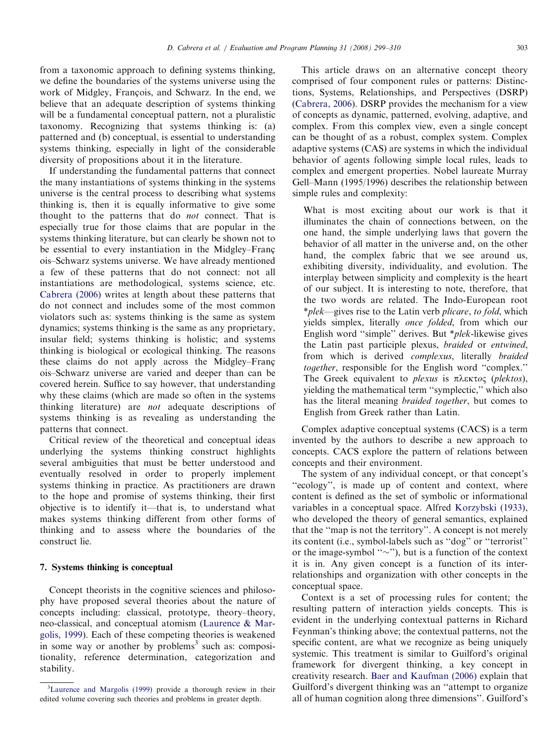from a taxonomic approach to defining systems thinking, we define the boundaries of the systems universe using the work of Midgley, François, and Schwarz. In the end, we believe that an adequate description of systems thinking will be a fundamental conceptual pattern, not a pluralistic taxonomy. Recognizing that systems thinking is: (a) patterned and (b) conceptual, is essential to understanding systems thinking, especially in light of the considerable diversity of propositions about it in the literature.

If understanding the fundamental patterns that connect the many instantiations of systems thinking in the systems universe is the central process to describing what systems thinking is, then it is equally informative to give some thought to the patterns that do *not* connect. That is especially true for those claims that are popular in the systems thinking literature, but can clearly be shown not to be essential to every instantiation in the Midgley–François–Schwarz systems universe. We have already mentioned a few of these patterns that do not connect: not all instantiations are methodological, systems science, etc. Cabrera (2006) writes at length about these patterns that do not connect and includes some of the most common violators such as: systems thinking is the same as system dynamics; systems thinking is the same as any proprietary, insular field; systems thinking is holistic; and systems thinking is biological or ecological thinking. The reasons these claims do not apply across the Midgley–François–Schwarz universe are varied and deeper than can be covered herein. Suffice to say however, that understanding why these claims (which are made so often in the systems thinking literature) are *not* adequate descriptions of systems thinking is as revealing as understanding the patterns that connect.

Critical review of the theoretical and conceptual ideas underlying the systems thinking construct highlights several ambiguities that must be better understood and eventually resolved in order to properly implement systems thinking in practice. As practitioners are drawn to the hope and promise of systems thinking, their first objective is to identify it—that is, to understand what makes systems thinking different from other forms of thinking and to assess where the boundaries of the construct lie.

## 7. Systems thinking is conceptual

Concept theorists in the cognitive sciences and philosophy have proposed several theories about the nature of concepts including: classical, prototype, theory–theory, neo-classical, and conceptual atomism (Laurence & Margolis, 1999). Each of these competing theories is weakened in some way or another by problems[3] such as: compositionality, reference determination, categorization and stability.

This article draws on an alternative concept theory comprised of four component rules or patterns: Distinctions, Systems, Relationships, and Perspectives (DSRP) (Cabrera, 2006). DSRP provides the mechanism for a view of concepts as dynamic, patterned, evolving, adaptive, and complex. From this complex view, even a single concept can be thought of as a robust, complex system. Complex adaptive systems (CAS) are systems in which the individual behavior of agents following simple local rules, leads to complex and emergent properties. Nobel laureate Murray Gell–Mann (1995/1996) describes the relationship between simple rules and complexity:

> What is most exciting about our work is that it illuminates the chain of connections between, on the one hand, the simple underlying laws that govern the behavior of all matter in the universe and, on the other hand, the complex fabric that we see around us, exhibiting diversity, individuality, and evolution. The interplay between simplicity and complexity is the heart of our subject. It is interesting to note, therefore, that the two words are related. The Indo-European root *plek—gives rise to the Latin verb *plicare*, *to fold*, which yields simplex, literally *once folded*, from which our English word "simple" derives. But *plek-likewise gives the Latin past participle plexus, *braided* or *entwined*, from which is derived *complexus*, literally *braided together*, responsible for the English word "complex." The Greek equivalent to *plexus* is πλεκτος (*plektos*), yielding the mathematical term "symplectic," which also has the literal meaning *braided together*, but comes to English from Greek rather than Latin.

Complex adaptive conceptual systems (CACS) is a term invented by the authors to describe a new approach to concepts. CACS explore the pattern of relations between concepts and their environment.

The system of any individual concept, or that concept's "ecology", is made up of content and context, where content is defined as the set of symbolic or informational variables in a conceptual space. Alfred Korzybski (1933), who developed the theory of general semantics, explained that the "map is not the territory". A concept is not merely its content (i.e., symbol-labels such as "dog" or "terrorist" or the image-symbol "~"), but is a function of the context it is in. Any given concept is a function of its interrelationships and organization with other concepts in the conceptual space.

Context is a set of processing rules for content; the resulting pattern of interaction yields concepts. This is evident in the underlying contextual patterns in Richard Feynman's thinking above; the contextual patterns, not the specific content, are what we recognize as being uniquely systemic. This treatment is similar to Guilford's original framework for divergent thinking, a key concept in creativity research. Baer and Kaufman (2006) explain that Guilford's divergent thinking was an "attempt to organize all of human cognition along three dimensions". Guilford's

[3] Laurence and Margolis (1999) provide a thorough review in their edited volume covering such theories and problems in greater depth.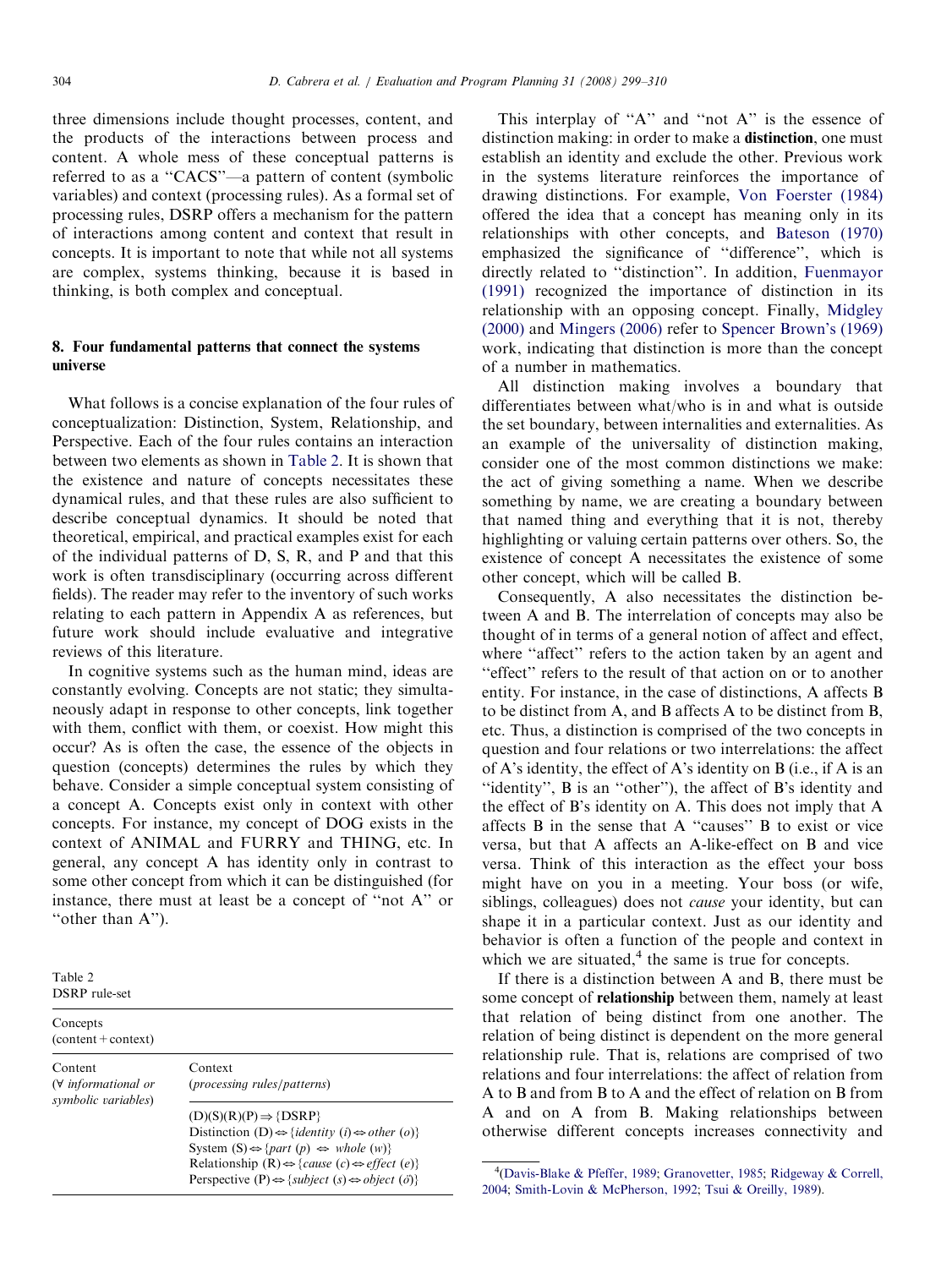three dimensions include thought processes, content, and the products of the interactions between process and content. A whole mess of these conceptual patterns is referred to as a "CACS"—a pattern of content (symbolic variables) and context (processing rules). As a formal set of processing rules, DSRP offers a mechanism for the pattern of interactions among content and context that result in concepts. It is important to note that while not all systems are complex, systems thinking, because it is based in thinking, is both complex and conceptual.

## 8. Four fundamental patterns that connect the systems universe

What follows is a concise explanation of the four rules of conceptualization: Distinction, System, Relationship, and Perspective. Each of the four rules contains an interaction between two elements as shown in Table 2. It is shown that the existence and nature of concepts necessitates these dynamical rules, and that these rules are also sufficient to describe conceptual dynamics. It should be noted that theoretical, empirical, and practical examples exist for each of the individual patterns of D, S, R, and P and that this work is often transdisciplinary (occurring across different fields). The reader may refer to the inventory of such works relating to each pattern in Appendix A as references, but future work should include evaluative and integrative reviews of this literature.

In cognitive systems such as the human mind, ideas are constantly evolving. Concepts are not static; they simultaneously adapt in response to other concepts, link together with them, conflict with them, or coexist. How might this occur? As is often the case, the essence of the objects in question (concepts) determines the rules by which they behave. Consider a simple conceptual system consisting of a concept A. Concepts exist only in context with other concepts. For instance, my concept of DOG exists in the context of ANIMAL and FURRY and THING, etc. In general, any concept A has identity only in contrast to some other concept from which it can be distinguished (for instance, there must at least be a concept of "not A" or "other than A").

Table 2
DSRP rule-set

| Concepts (content + context) | |
|---|---|
| Content ($\forall$ *informational or symbolic variables*) | Context (*processing rules/patterns*) |
| | $(D)(S)(R)(P) \Rightarrow \{DSRP\}$<br>Distinction $(D) \Leftrightarrow \{identity\ (i) \Leftrightarrow other\ (o)\}$<br>System $(S) \Leftrightarrow \{part\ (p) \Leftrightarrow whole\ (w)\}$<br>Relationship $(R) \Leftrightarrow \{cause\ (c) \Leftrightarrow effect\ (e)\}$<br>Perspective $(P) \Leftrightarrow \{subject\ (s) \Leftrightarrow object\ (\check{o})\}$ |

This interplay of "A" and "not A" is the essence of distinction making: in order to make a **distinction**, one must establish an identity and exclude the other. Previous work in the systems literature reinforces the importance of drawing distinctions. For example, Von Foerster (1984) offered the idea that a concept has meaning only in its relationships with other concepts, and Bateson (1970) emphasized the significance of "difference", which is directly related to "distinction". In addition, Fuenmayor (1991) recognized the importance of distinction in its relationship with an opposing concept. Finally, Midgley (2000) and Mingers (2006) refer to Spencer Brown's (1969) work, indicating that distinction is more than the concept of a number in mathematics.

All distinction making involves a boundary that differentiates between what/who is in and what is outside the set boundary, between internalities and externalities. As an example of the universality of distinction making, consider one of the most common distinctions we make: the act of giving something a name. When we describe something by name, we are creating a boundary between that named thing and everything that it is not, thereby highlighting or valuing certain patterns over others. So, the existence of concept A necessitates the existence of some other concept, which will be called B.

Consequently, A also necessitates the distinction between A and B. The interrelation of concepts may also be thought of in terms of a general notion of affect and effect, where "affect" refers to the action taken by an agent and "effect" refers to the result of that action on or to another entity. For instance, in the case of distinctions, A affects B to be distinct from A, and B affects A to be distinct from B, etc. Thus, a distinction is comprised of the two concepts in question and four relations or two interrelations: the affect of A's identity, the effect of A's identity on B (i.e., if A is an "identity", B is an "other"), the affect of B's identity and the effect of B's identity on A. This does not imply that A affects B in the sense that A "causes" B to exist or vice versa, but that A affects an A-like-effect on B and vice versa. Think of this interaction as the effect your boss might have on you in a meeting. Your boss (or wife, siblings, colleagues) does not *cause* your identity, but can shape it in a particular context. Just as our identity and behavior is often a function of the people and context in which we are situated,[4] the same is true for concepts.

If there is a distinction between A and B, there must be some concept of **relationship** between them, namely at least that relation of being distinct from one another. The relation of being distinct is dependent on the more general relationship rule. That is, relations are comprised of two relations and four interrelations: the affect of relation from A to B and from B to A and the effect of relation on B from A and on A from B. Making relationships between otherwise different concepts increases connectivity and

[4](Davis-Blake & Pfeffer, 1989; Granovetter, 1985; Ridgeway & Correll, 2004; Smith-Lovin & McPherson, 1992; Tsui & Oreilly, 1989).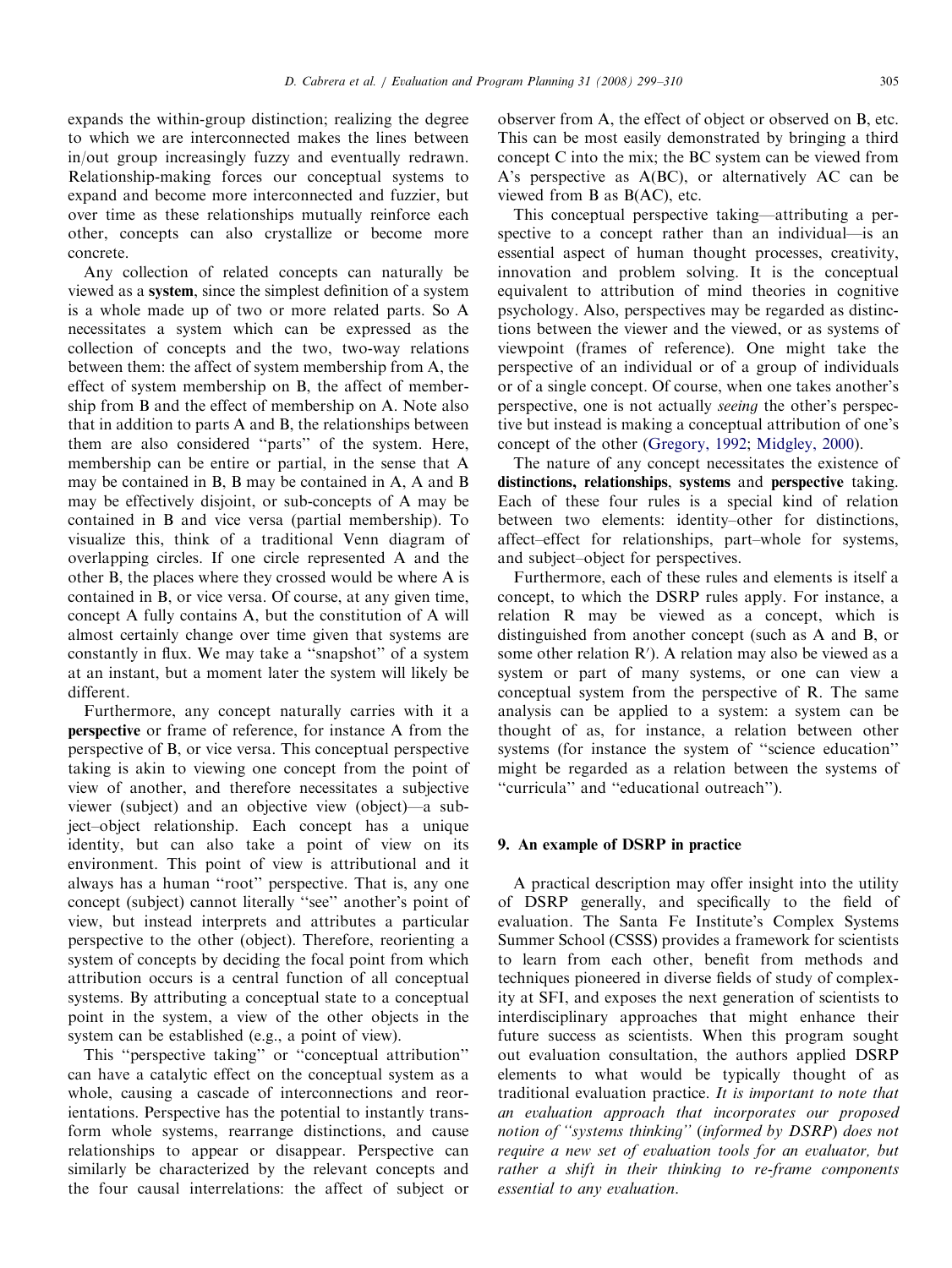expands the within-group distinction; realizing the degree to which we are interconnected makes the lines between in/out group increasingly fuzzy and eventually redrawn. Relationship-making forces our conceptual systems to expand and become more interconnected and fuzzier, but over time as these relationships mutually reinforce each other, concepts can also crystallize or become more concrete.

Any collection of related concepts can naturally be viewed as a **system**, since the simplest definition of a system is a whole made up of two or more related parts. So A necessitates a system which can be expressed as the collection of concepts and the two, two-way relations between them: the affect of system membership from A, the effect of system membership on B, the affect of membership from B and the effect of membership on A. Note also that in addition to parts A and B, the relationships between them are also considered "parts" of the system. Here, membership can be entire or partial, in the sense that A may be contained in B, B may be contained in A, A and B may be effectively disjoint, or sub-concepts of A may be contained in B and vice versa (partial membership). To visualize this, think of a traditional Venn diagram of overlapping circles. If one circle represented A and the other B, the places where they crossed would be where A is contained in B, or vice versa. Of course, at any given time, concept A fully contains A, but the constitution of A will almost certainly change over time given that systems are constantly in flux. We may take a "snapshot" of a system at an instant, but a moment later the system will likely be different.

Furthermore, any concept naturally carries with it a **perspective** or frame of reference, for instance A from the perspective of B, or vice versa. This conceptual perspective taking is akin to viewing one concept from the point of view of another, and therefore necessitates a subjective viewer (subject) and an objective view (object)—a subject–object relationship. Each concept has a unique identity, but can also take a point of view on its environment. This point of view is attributional and it always has a human "root" perspective. That is, any one concept (subject) cannot literally "see" another's point of view, but instead interprets and attributes a particular perspective to the other (object). Therefore, reorienting a system of concepts by deciding the focal point from which attribution occurs is a central function of all conceptual systems. By attributing a conceptual state to a conceptual point in the system, a view of the other objects in the system can be established (e.g., a point of view).

This "perspective taking" or "conceptual attribution" can have a catalytic effect on the conceptual system as a whole, causing a cascade of interconnections and reorientations. Perspective has the potential to instantly transform whole systems, rearrange distinctions, and cause relationships to appear or disappear. Perspective can similarly be characterized by the relevant concepts and the four causal interrelations: the affect of subject or observer from A, the effect of object or observed on B, etc. This can be most easily demonstrated by bringing a third concept C into the mix; the BC system can be viewed from A's perspective as A(BC), or alternatively AC can be viewed from B as B(AC), etc.

This conceptual perspective taking—attributing a perspective to a concept rather than an individual—is an essential aspect of human thought processes, creativity, innovation and problem solving. It is the conceptual equivalent to attribution of mind theories in cognitive psychology. Also, perspectives may be regarded as distinctions between the viewer and the viewed, or as systems of viewpoint (frames of reference). One might take the perspective of an individual or of a group of individuals or of a single concept. Of course, when one takes another's perspective, one is not actually *seeing* the other's perspective but instead is making a conceptual attribution of one's concept of the other (Gregory, 1992; Midgley, 2000).

The nature of any concept necessitates the existence of **distinctions, relationships**, **systems** and **perspective** taking. Each of these four rules is a special kind of relation between two elements: identity–other for distinctions, affect–effect for relationships, part–whole for systems, and subject–object for perspectives.

Furthermore, each of these rules and elements is itself a concept, to which the DSRP rules apply. For instance, a relation R may be viewed as a concept, which is distinguished from another concept (such as A and B, or some other relation R′). A relation may also be viewed as a system or part of many systems, or one can view a conceptual system from the perspective of R. The same analysis can be applied to a system: a system can be thought of as, for instance, a relation between other systems (for instance the system of "science education" might be regarded as a relation between the systems of "curricula" and "educational outreach").

## 9. An example of DSRP in practice

A practical description may offer insight into the utility of DSRP generally, and specifically to the field of evaluation. The Santa Fe Institute's Complex Systems Summer School (CSSS) provides a framework for scientists to learn from each other, benefit from methods and techniques pioneered in diverse fields of study of complexity at SFI, and exposes the next generation of scientists to interdisciplinary approaches that might enhance their future success as scientists. When this program sought out evaluation consultation, the authors applied DSRP elements to what would be typically thought of as traditional evaluation practice. *It is important to note that an evaluation approach that incorporates our proposed notion of "systems thinking" (informed by DSRP) does not require a new set of evaluation tools for an evaluator, but rather a shift in their thinking to re-frame components essential to any evaluation.*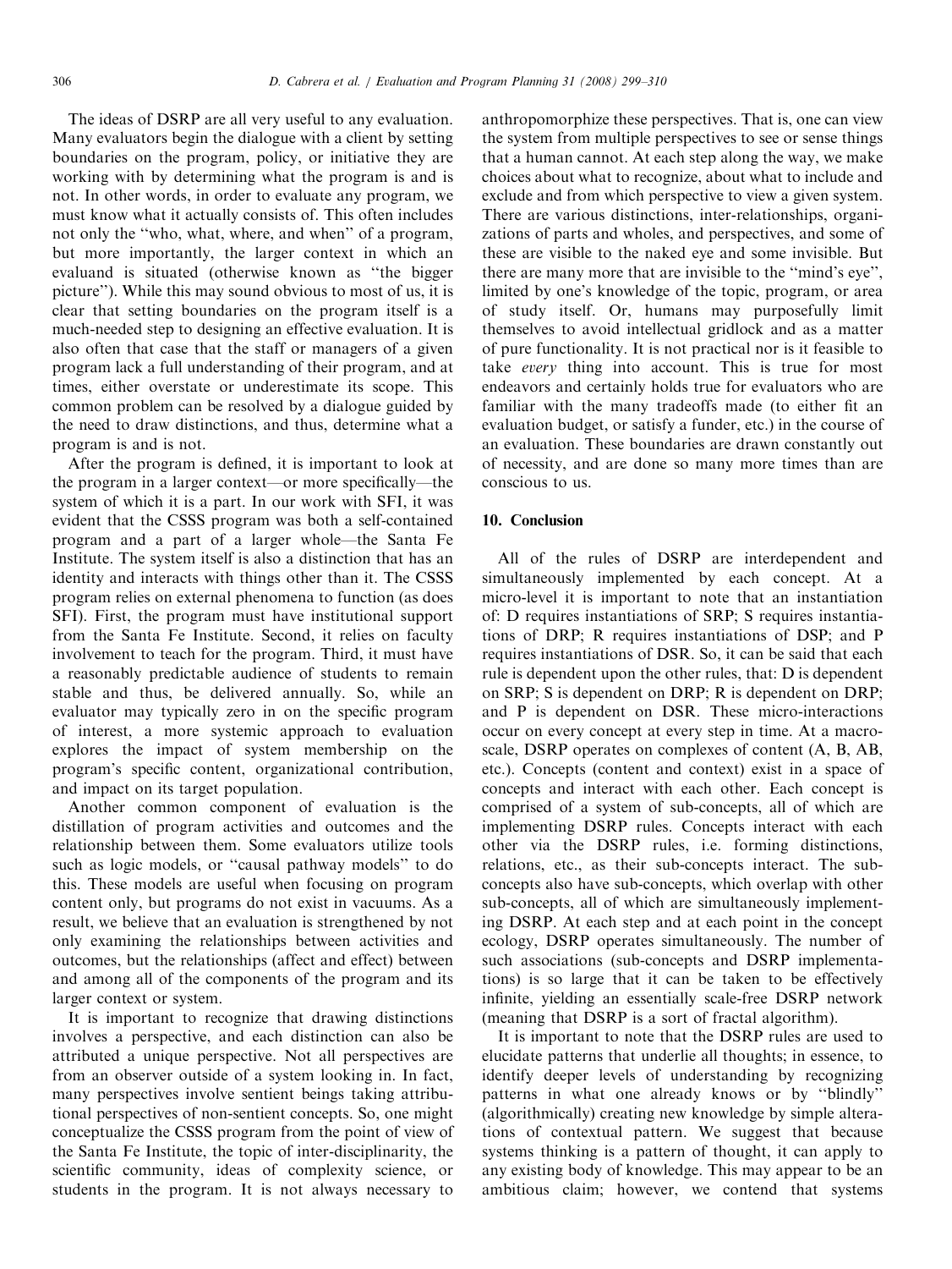The ideas of DSRP are all very useful to any evaluation. Many evaluators begin the dialogue with a client by setting boundaries on the program, policy, or initiative they are working with by determining what the program is and is not. In other words, in order to evaluate any program, we must know what it actually consists of. This often includes not only the "who, what, where, and when" of a program, but more importantly, the larger context in which an evaluand is situated (otherwise known as "the bigger picture"). While this may sound obvious to most of us, it is clear that setting boundaries on the program itself is a much-needed step to designing an effective evaluation. It is also often that case that the staff or managers of a given program lack a full understanding of their program, and at times, either overstate or underestimate its scope. This common problem can be resolved by a dialogue guided by the need to draw distinctions, and thus, determine what a program is and is not.

After the program is defined, it is important to look at the program in a larger context—or more specifically—the system of which it is a part. In our work with SFI, it was evident that the CSSS program was both a self-contained program and a part of a larger whole—the Santa Fe Institute. The system itself is also a distinction that has an identity and interacts with things other than it. The CSSS program relies on external phenomena to function (as does SFI). First, the program must have institutional support from the Santa Fe Institute. Second, it relies on faculty involvement to teach for the program. Third, it must have a reasonably predictable audience of students to remain stable and thus, be delivered annually. So, while an evaluator may typically zero in on the specific program of interest, a more systemic approach to evaluation explores the impact of system membership on the program's specific content, organizational contribution, and impact on its target population.

Another common component of evaluation is the distillation of program activities and outcomes and the relationship between them. Some evaluators utilize tools such as logic models, or "causal pathway models" to do this. These models are useful when focusing on program content only, but programs do not exist in vacuums. As a result, we believe that an evaluation is strengthened by not only examining the relationships between activities and outcomes, but the relationships (affect and effect) between and among all of the components of the program and its larger context or system.

It is important to recognize that drawing distinctions involves a perspective, and each distinction can also be attributed a unique perspective. Not all perspectives are from an observer outside of a system looking in. In fact, many perspectives involve sentient beings taking attributional perspectives of non-sentient concepts. So, one might conceptualize the CSSS program from the point of view of the Santa Fe Institute, the topic of inter-disciplinarity, the scientific community, ideas of complexity science, or students in the program. It is not always necessary to anthropomorphize these perspectives. That is, one can view the system from multiple perspectives to see or sense things that a human cannot. At each step along the way, we make choices about what to recognize, about what to include and exclude and from which perspective to view a given system. There are various distinctions, inter-relationships, organizations of parts and wholes, and perspectives, and some of these are visible to the naked eye and some invisible. But there are many more that are invisible to the "mind's eye", limited by one's knowledge of the topic, program, or area of study itself. Or, humans may purposefully limit themselves to avoid intellectual gridlock and as a matter of pure functionality. It is not practical nor is it feasible to take *every* thing into account. This is true for most endeavors and certainly holds true for evaluators who are familiar with the many tradeoffs made (to either fit an evaluation budget, or satisfy a funder, etc.) in the course of an evaluation. These boundaries are drawn constantly out of necessity, and are done so many more times than are conscious to us.

## 10. Conclusion

All of the rules of DSRP are interdependent and simultaneously implemented by each concept. At a micro-level it is important to note that an instantiation of: D requires instantiations of SRP; S requires instantiations of DRP; R requires instantiations of DSP; and P requires instantiations of DSR. So, it can be said that each rule is dependent upon the other rules, that: D is dependent on SRP; S is dependent on DRP; R is dependent on DRP; and P is dependent on DSR. These micro-interactions occur on every concept at every step in time. At a macro-scale, DSRP operates on complexes of content (A, B, AB, etc.). Concepts (content and context) exist in a space of concepts and interact with each other. Each concept is comprised of a system of sub-concepts, all of which are implementing DSRP rules. Concepts interact with each other via the DSRP rules, i.e. forming distinctions, relations, etc., as their sub-concepts interact. The sub-concepts also have sub-concepts, which overlap with other sub-concepts, all of which are simultaneously implementing DSRP. At each step and at each point in the concept ecology, DSRP operates simultaneously. The number of such associations (sub-concepts and DSRP implementations) is so large that it can be taken to be effectively infinite, yielding an essentially scale-free DSRP network (meaning that DSRP is a sort of fractal algorithm).

It is important to note that the DSRP rules are used to elucidate patterns that underlie all thoughts; in essence, to identify deeper levels of understanding by recognizing patterns in what one already knows or by "blindly" (algorithmically) creating new knowledge by simple alterations of contextual pattern. We suggest that because systems thinking is a pattern of thought, it can apply to any existing body of knowledge. This may appear to be an ambitious claim; however, we contend that systems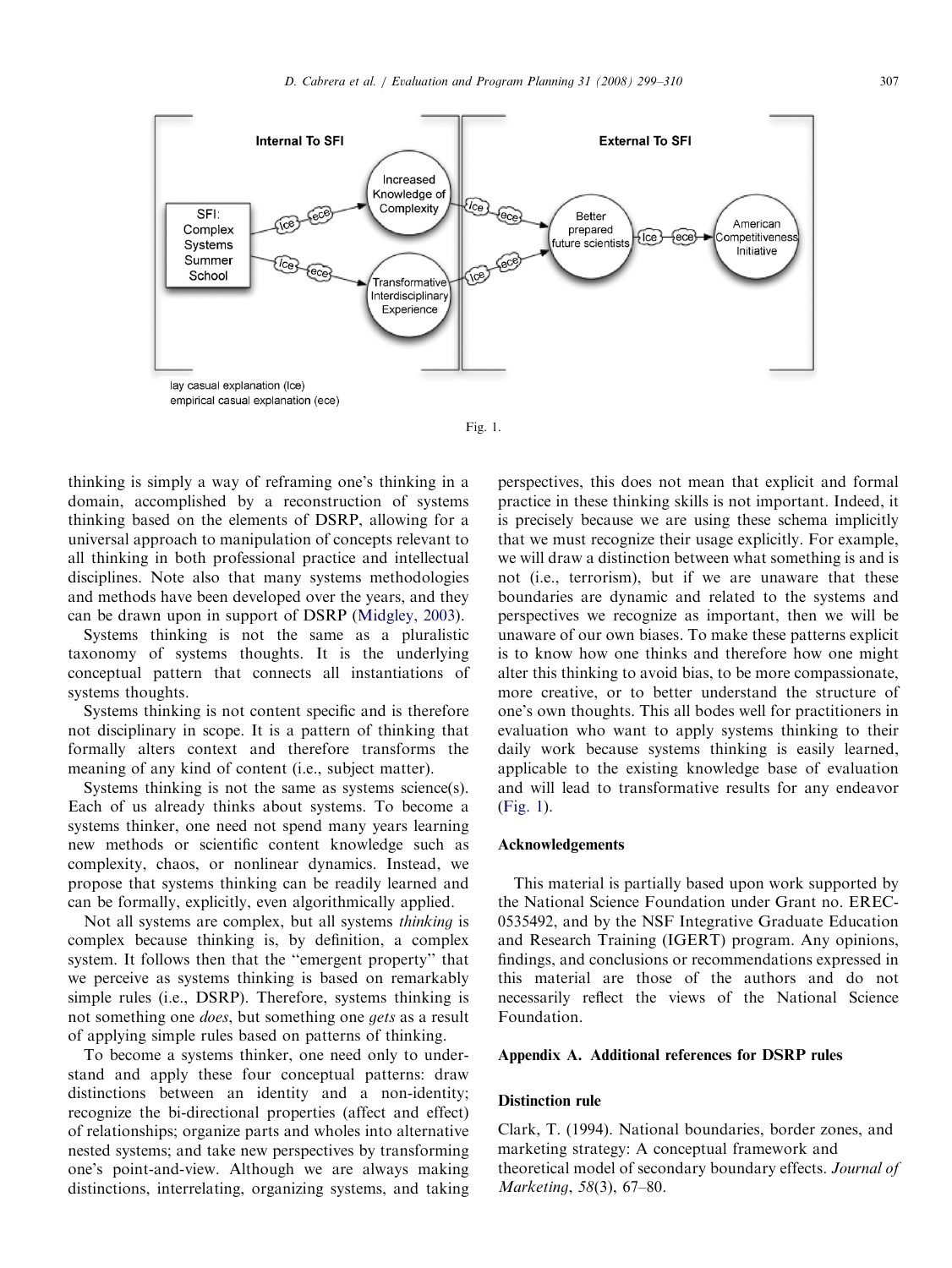Fig. 1.

thinking is simply a way of reframing one's thinking in a domain, accomplished by a reconstruction of systems thinking based on the elements of DSRP, allowing for a universal approach to manipulation of concepts relevant to all thinking in both professional practice and intellectual disciplines. Note also that many systems methodologies and methods have been developed over the years, and they can be drawn upon in support of DSRP (Midgley, 2003).

Systems thinking is not the same as a pluralistic taxonomy of systems thoughts. It is the underlying conceptual pattern that connects all instantiations of systems thoughts.

Systems thinking is not content specific and is therefore not disciplinary in scope. It is a pattern of thinking that formally alters context and therefore transforms the meaning of any kind of content (i.e., subject matter).

Systems thinking is not the same as systems science(s). Each of us already thinks about systems. To become a systems thinker, one need not spend many years learning new methods or scientific content knowledge such as complexity, chaos, or nonlinear dynamics. Instead, we propose that systems thinking can be readily learned and can be formally, explicitly, even algorithmically applied.

Not all systems are complex, but all systems *thinking* is complex because thinking is, by definition, a complex system. It follows then that the "emergent property" that we perceive as systems thinking is based on remarkably simple rules (i.e., DSRP). Therefore, systems thinking is not something one *does*, but something one *gets* as a result of applying simple rules based on patterns of thinking.

To become a systems thinker, one need only to understand and apply these four conceptual patterns: draw distinctions between an identity and a non-identity; recognize the bi-directional properties (affect and effect) of relationships; organize parts and wholes into alternative nested systems; and take new perspectives by transforming one's point-and-view. Although we are always making distinctions, interrelating, organizing systems, and taking perspectives, this does not mean that explicit and formal practice in these thinking skills is not important. Indeed, it is precisely because we are using these schema implicitly that we must recognize their usage explicitly. For example, we will draw a distinction between what something is and is not (i.e., terrorism), but if we are unaware that these boundaries are dynamic and related to the systems and perspectives we recognize as important, then we will be unaware of our own biases. To make these patterns explicit is to know how one thinks and therefore how one might alter this thinking to avoid bias, to be more compassionate, more creative, or to better understand the structure of one's own thoughts. This all bodes well for practitioners in evaluation who want to apply systems thinking to their daily work because systems thinking is easily learned, applicable to the existing knowledge base of evaluation and will lead to transformative results for any endeavor (Fig. 1).

## Acknowledgements

This material is partially based upon work supported by the National Science Foundation under Grant no. EREC-0535492, and by the NSF Integrative Graduate Education and Research Training (IGERT) program. Any opinions, findings, and conclusions or recommendations expressed in this material are those of the authors and do not necessarily reflect the views of the National Science Foundation.

## Appendix A. Additional references for DSRP rules

### Distinction rule

Clark, T. (1994). National boundaries, border zones, and marketing strategy: A conceptual framework and theoretical model of secondary boundary effects. *Journal of Marketing*, *58*(3), 67–80.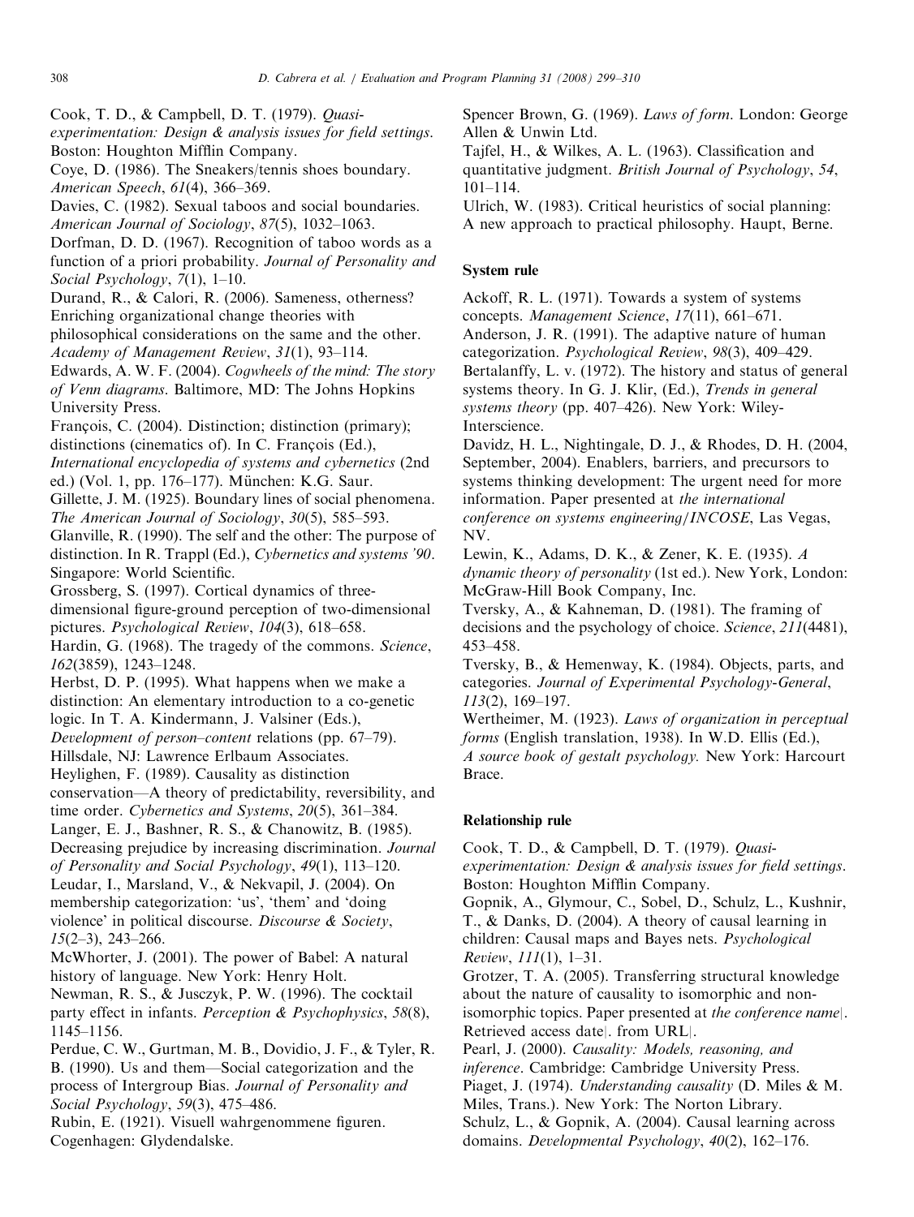Cook, T. D., & Campbell, D. T. (1979). *Quasi-experimentation: Design & analysis issues for field settings*. Boston: Houghton Mifflin Company.

Coye, D. (1986). The Sneakers/tennis shoes boundary. *American Speech*, *61*(4), 366–369.

Davies, C. (1982). Sexual taboos and social boundaries. *American Journal of Sociology*, *87*(5), 1032–1063.

Dorfman, D. D. (1967). Recognition of taboo words as a function of a priori probability. *Journal of Personality and Social Psychology*, *7*(1), 1–10.

Durand, R., & Calori, R. (2006). Sameness, otherness? Enriching organizational change theories with philosophical considerations on the same and the other. *Academy of Management Review*, *31*(1), 93–114.

Edwards, A. W. F. (2004). *Cogwheels of the mind: The story of Venn diagrams*. Baltimore, MD: The Johns Hopkins University Press.

François, C. (2004). Distinction; distinction (primary); distinctions (cinematics of). In C. François (Ed.), *International encyclopedia of systems and cybernetics* (2nd ed.) (Vol. 1, pp. 176–177). München: K.G. Saur.

Gillette, J. M. (1925). Boundary lines of social phenomena. *The American Journal of Sociology*, *30*(5), 585–593.

Glanville, R. (1990). The self and the other: The purpose of distinction. In R. Trappl (Ed.), *Cybernetics and systems '90*. Singapore: World Scientific.

Grossberg, S. (1997). Cortical dynamics of three-dimensional figure-ground perception of two-dimensional pictures. *Psychological Review*, *104*(3), 618–658.

Hardin, G. (1968). The tragedy of the commons. *Science*, *162*(3859), 1243–1248.

Herbst, D. P. (1995). What happens when we make a distinction: An elementary introduction to a co-genetic logic. In T. A. Kindermann, J. Valsiner (Eds.), *Development of person–content* relations (pp. 67–79). Hillsdale, NJ: Lawrence Erlbaum Associates.

Heylighen, F. (1989). Causality as distinction conservation—A theory of predictability, reversibility, and time order. *Cybernetics and Systems*, *20*(5), 361–384.

Langer, E. J., Bashner, R. S., & Chanowitz, B. (1985). Decreasing prejudice by increasing discrimination. *Journal of Personality and Social Psychology*, *49*(1), 113–120.

Leudar, I., Marsland, V., & Nekvapil, J. (2004). On membership categorization: 'us', 'them' and 'doing violence' in political discourse. *Discourse & Society*, *15*(2–3), 243–266.

McWhorter, J. (2001). The power of Babel: A natural history of language. New York: Henry Holt.

Newman, R. S., & Jusczyk, P. W. (1996). The cocktail party effect in infants. *Perception & Psychophysics*, *58*(8), 1145–1156.

Perdue, C. W., Gurtman, M. B., Dovidio, J. F., & Tyler, R. B. (1990). Us and them—Social categorization and the process of Intergroup Bias. *Journal of Personality and Social Psychology*, *59*(3), 475–486.

Rubin, E. (1921). Visuell wahrgenommene figuren. Cogenhagen: Glydendalske.

Spencer Brown, G. (1969). *Laws of form*. London: George Allen & Unwin Ltd.

Tajfel, H., & Wilkes, A. L. (1963). Classification and quantitative judgment. *British Journal of Psychology*, *54*, 101–114.

Ulrich, W. (1983). Critical heuristics of social planning: A new approach to practical philosophy. Haupt, Berne.

### System rule

Ackoff, R. L. (1971). Towards a system of systems concepts. *Management Science*, *17*(11), 661–671.

Anderson, J. R. (1991). The adaptive nature of human categorization. *Psychological Review*, *98*(3), 409–429.

Bertalanffy, L. v. (1972). The history and status of general systems theory. In G. J. Klir, (Ed.), *Trends in general systems theory* (pp. 407–426). New York: Wiley-Interscience.

Davidz, H. L., Nightingale, D. J., & Rhodes, D. H. (2004, September, 2004). Enablers, barriers, and precursors to systems thinking development: The urgent need for more information. Paper presented at *the international conference on systems engineering/INCOSE*, Las Vegas, NV.

Lewin, K., Adams, D. K., & Zener, K. E. (1935). *A dynamic theory of personality* (1st ed.). New York, London: McGraw-Hill Book Company, Inc.

Tversky, A., & Kahneman, D. (1981). The framing of decisions and the psychology of choice. *Science*, *211*(4481), 453–458.

Tversky, B., & Hemenway, K. (1984). Objects, parts, and categories. *Journal of Experimental Psychology-General*, *113*(2), 169–197.

Wertheimer, M. (1923). *Laws of organization in perceptual forms* (English translation, 1938). In W.D. Ellis (Ed.), *A source book of gestalt psychology*. New York: Harcourt Brace.

### Relationship rule

Cook, T. D., & Campbell, D. T. (1979). *Quasi-experimentation: Design & analysis issues for field settings*. Boston: Houghton Mifflin Company.

Gopnik, A., Glymour, C., Sobel, D., Schulz, L., Kushnir, T., & Danks, D. (2004). A theory of causal learning in children: Causal maps and Bayes nets. *Psychological Review*, *111*(1), 1–31.

Grotzer, T. A. (2005). Transferring structural knowledge about the nature of causality to isomorphic and non-isomorphic topics. Paper presented at *the conference name|*. Retrieved access date|. from URL|.

Pearl, J. (2000). *Causality: Models, reasoning, and inference*. Cambridge: Cambridge University Press.

Piaget, J. (1974). *Understanding causality* (D. Miles & M. Miles, Trans.). New York: The Norton Library.

Schulz, L., & Gopnik, A. (2004). Causal learning across domains. *Developmental Psychology*, *40*(2), 162–176.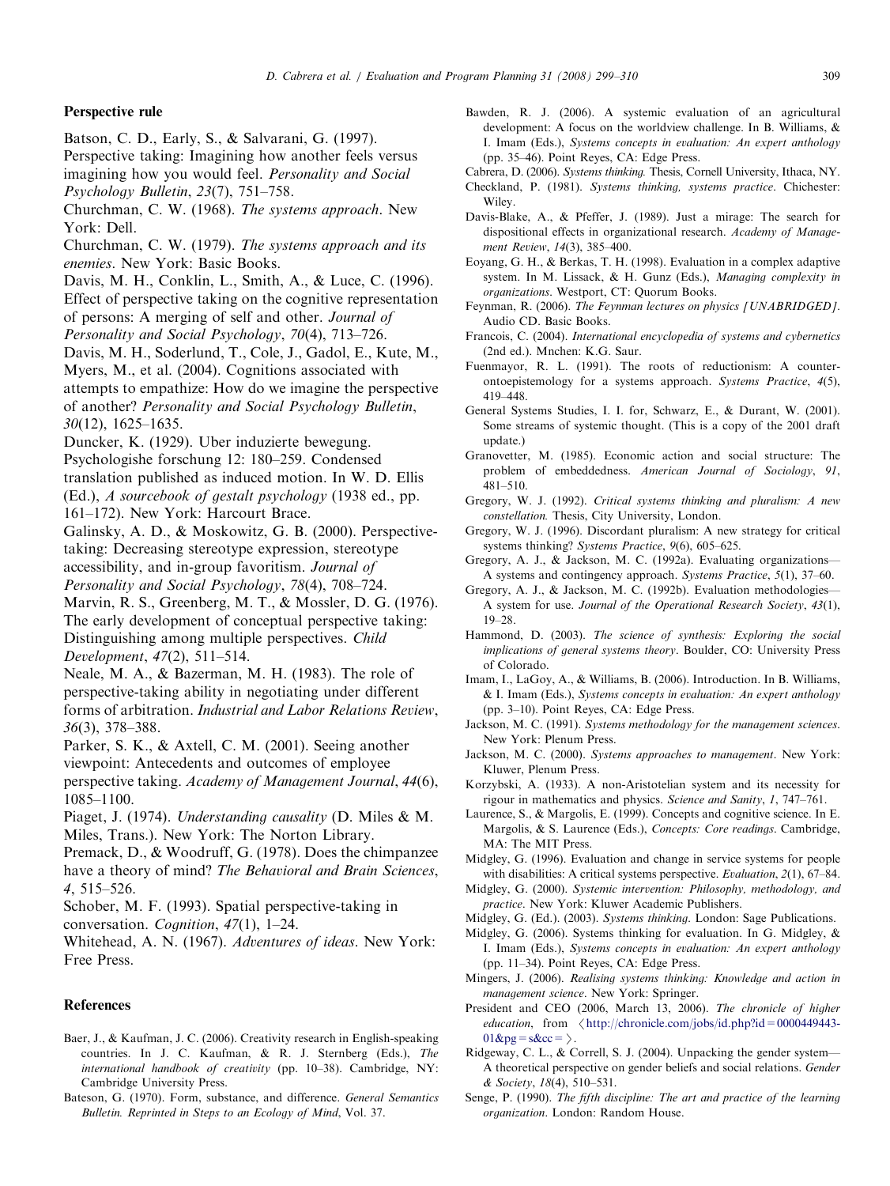### Perspective rule

Batson, C. D., Early, S., & Salvarani, G. (1997). Perspective taking: Imagining how another feels versus imagining how you would feel. *Personality and Social Psychology Bulletin*, *23*(7), 751–758.

Churchman, C. W. (1968). *The systems approach*. New York: Dell.

Churchman, C. W. (1979). *The systems approach and its enemies*. New York: Basic Books.

Davis, M. H., Conklin, L., Smith, A., & Luce, C. (1996). Effect of perspective taking on the cognitive representation of persons: A merging of self and other. *Journal of Personality and Social Psychology*, *70*(4), 713–726.

Davis, M. H., Soderlund, T., Cole, J., Gadol, E., Kute, M., Myers, M., et al. (2004). Cognitions associated with attempts to empathize: How do we imagine the perspective of another? *Personality and Social Psychology Bulletin*, *30*(12), 1625–1635.

Duncker, K. (1929). Uber induzierte bewegung. Psychologishe forschung 12: 180–259. Condensed translation published as induced motion. In W. D. Ellis (Ed.), *A sourcebook of gestalt psychology* (1938 ed., pp. 161–172). New York: Harcourt Brace.

Galinsky, A. D., & Moskowitz, G. B. (2000). Perspective-taking: Decreasing stereotype expression, stereotype accessibility, and in-group favoritism. *Journal of Personality and Social Psychology*, *78*(4), 708–724.

Marvin, R. S., Greenberg, M. T., & Mossler, D. G. (1976). The early development of conceptual perspective taking: Distinguishing among multiple perspectives. *Child Development*, *47*(2), 511–514.

Neale, M. A., & Bazerman, M. H. (1983). The role of perspective-taking ability in negotiating under different forms of arbitration. *Industrial and Labor Relations Review*, *36*(3), 378–388.

Parker, S. K., & Axtell, C. M. (2001). Seeing another viewpoint: Antecedents and outcomes of employee perspective taking. *Academy of Management Journal*, *44*(6), 1085–1100.

Piaget, J. (1974). *Understanding causality* (D. Miles & M. Miles, Trans.). New York: The Norton Library.

Premack, D., & Woodruff, G. (1978). Does the chimpanzee have a theory of mind? *The Behavioral and Brain Sciences*, *4*, 515–526.

Schober, M. F. (1993). Spatial perspective-taking in conversation. *Cognition*, *47*(1), 1–24.

Whitehead, A. N. (1967). *Adventures of ideas*. New York: Free Press.

## References

Baer, J., & Kaufman, J. C. (2006). Creativity research in English-speaking countries. In J. C. Kaufman, & R. J. Sternberg (Eds.), *The international handbook of creativity* (pp. 10–38). Cambridge, NY: Cambridge University Press.

Bateson, G. (1970). Form, substance, and difference. *General Semantics Bulletin. Reprinted in Steps to an Ecology of Mind*, Vol. 37.

Bawden, R. J. (2006). A systemic evaluation of an agricultural development: A focus on the worldview challenge. In B. Williams, & I. Imam (Eds.), *Systems concepts in evaluation: An expert anthology* (pp. 35–46). Point Reyes, CA: Edge Press.

Cabrera, D. (2006). *Systems thinking*. Thesis, Cornell University, Ithaca, NY.

Checkland, P. (1981). *Systems thinking, systems practice*. Chichester: Wiley.

Davis-Blake, A., & Pfeffer, J. (1989). Just a mirage: The search for dispositional effects in organizational research. *Academy of Management Review*, *14*(3), 385–400.

Eoyang, G. H., & Berkas, T. H. (1998). Evaluation in a complex adaptive system. In M. Lissack, & H. Gunz (Eds.), *Managing complexity in organizations*. Westport, CT: Quorum Books.

Feynman, R. (2006). *The Feynman lectures on physics [UNABRIDGED]*. Audio CD. Basic Books.

Francois, C. (2004). *International encyclopedia of systems and cybernetics* (2nd ed.). Mnchen: K.G. Saur.

Fuenmayor, R. L. (1991). The roots of reductionism: A counter-ontoepistemology for a systems approach. *Systems Practice*, *4*(5), 419–448.

General Systems Studies, I. I. for, Schwarz, E., & Durant, W. (2001). Some streams of systemic thought. (This is a copy of the 2001 draft update.)

Granovetter, M. (1985). Economic action and social structure: The problem of embeddedness. *American Journal of Sociology*, *91*, 481–510.

Gregory, W. J. (1992). *Critical systems thinking and pluralism: A new constellation*. Thesis, City University, London.

Gregory, W. J. (1996). Discordant pluralism: A new strategy for critical systems thinking? *Systems Practice*, *9*(6), 605–625.

Gregory, A. J., & Jackson, M. C. (1992a). Evaluating organizations—A systems and contingency approach. *Systems Practice*, *5*(1), 37–60.

Gregory, A. J., & Jackson, M. C. (1992b). Evaluation methodologies—A system for use. *Journal of the Operational Research Society*, *43*(1), 19–28.

Hammond, D. (2003). *The science of synthesis: Exploring the social implications of general systems theory*. Boulder, CO: University Press of Colorado.

Imam, I., LaGoy, A., & Williams, B. (2006). Introduction. In B. Williams, & I. Imam (Eds.), *Systems concepts in evaluation: An expert anthology* (pp. 3–10). Point Reyes, CA: Edge Press.

Jackson, M. C. (1991). *Systems methodology for the management sciences*. New York: Plenum Press.

Jackson, M. C. (2000). *Systems approaches to management*. New York: Kluwer, Plenum Press.

Korzybski, A. (1933). A non-Aristotelian system and its necessity for rigour in mathematics and physics. *Science and Sanity*, *1*, 747–761.

Laurence, S., & Margolis, E. (1999). Concepts and cognitive science. In E. Margolis, & S. Laurence (Eds.), *Concepts: Core readings*. Cambridge, MA: The MIT Press.

Midgley, G. (1996). Evaluation and change in service systems for people with disabilities: A critical systems perspective. *Evaluation*, *2*(1), 67–84.

Midgley, G. (2000). *Systemic intervention: Philosophy, methodology, and practice*. New York: Kluwer Academic Publishers.

Midgley, G. (Ed.). (2003). *Systems thinking*. London: Sage Publications.

Midgley, G. (2006). Systems thinking for evaluation. In G. Midgley, & I. Imam (Eds.), *Systems concepts in evaluation: An expert anthology* (pp. 11–34). Point Reyes, CA: Edge Press.

Mingers, J. (2006). *Realising systems thinking: Knowledge and action in management science*. New York: Springer.

President and CEO (2006, March 13, 2006). *The chronicle of higher education*, from ⟨http://chronicle.com/jobs/id.php?id=0000449443-01&pg=s&cc=⟩.

Ridgeway, C. L., & Correll, S. J. (2004). Unpacking the gender system—A theoretical perspective on gender beliefs and social relations. *Gender & Society*, *18*(4), 510–531.

Senge, P. (1990). *The fifth discipline: The art and practice of the learning organization*. London: Random House.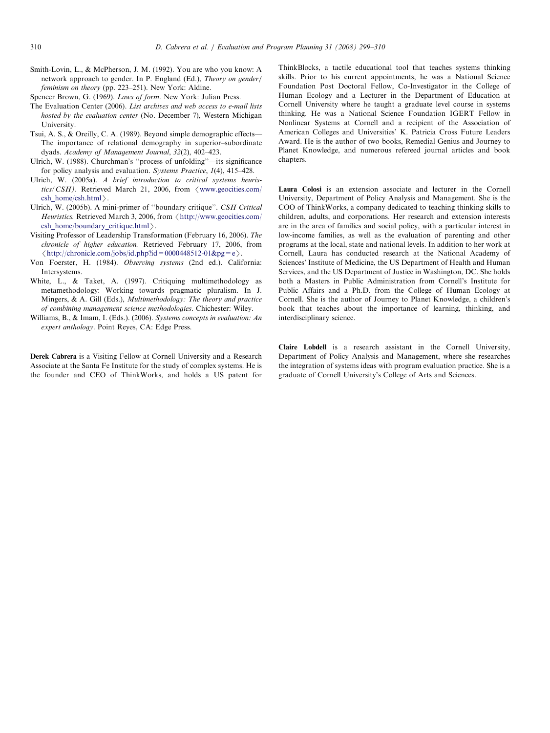Smith-Lovin, L., & McPherson, J. M. (1992). You are who you know: A network approach to gender. In P. England (Ed.), *Theory on gender/feminism on theory* (pp. 223–251). New York: Aldine.

Spencer Brown, G. (1969). *Laws of form*. New York: Julian Press.

The Evaluation Center (2006). *List archives and web access to e-mail lists hosted by the evaluation center* (No. December 7), Western Michigan University.

Tsui, A. S., & Oreilly, C. A. (1989). Beyond simple demographic effects—The importance of relational demography in superior–subordinate dyads. *Academy of Management Journal, 32*(2), 402–423.

Ulrich, W. (1988). Churchman's "process of unfolding"—its significance for policy analysis and evaluation. *Systems Practice, 1*(4), 415–428.

Ulrich, W. (2005a). *A brief introduction to critical systems heuristics(CSH)*. Retrieved March 21, 2006, from ⟨www.geocities.com/csh_home/csh.html⟩.

Ulrich, W. (2005b). A mini-primer of "boundary critique". *CSH Critical Heuristics*. Retrieved March 3, 2006, from ⟨http://www.geocities.com/csh_home/boundary_critique.html⟩.

Visiting Professor of Leadership Transformation (February 16, 2006). *The chronicle of higher education*. Retrieved February 17, 2006, from ⟨http://chronicle.com/jobs/id.php?id=0000448512-01&pg=e⟩.

Von Foerster, H. (1984). *Observing systems* (2nd ed.). California: Intersystems.

White, L., & Taket, A. (1997). Critiquing multimethodology as metamethodology: Working towards pragmatic pluralism. In J. Mingers, & A. Gill (Eds.), *Multimethodology: The theory and practice of combining management science methodologies*. Chichester: Wiley.

Williams, B., & Imam, I. (Eds.). (2006). *Systems concepts in evaluation: An expert anthology*. Point Reyes, CA: Edge Press.

**Derek Cabrera** is a Visiting Fellow at Cornell University and a Research Associate at the Santa Fe Institute for the study of complex systems. He is the founder and CEO of ThinkWorks, and holds a US patent for ThinkBlocks, a tactile educational tool that teaches systems thinking skills. Prior to his current appointments, he was a National Science Foundation Post Doctoral Fellow, Co-Investigator in the College of Human Ecology and a Lecturer in the Department of Education at Cornell University where he taught a graduate level course in systems thinking. He was a National Science Foundation IGERT Fellow in Nonlinear Systems at Cornell and a recipient of the Association of American Colleges and Universities' K. Patricia Cross Future Leaders Award. He is the author of two books, Remedial Genius and Journey to Planet Knowledge, and numerous refereed journal articles and book chapters.

**Laura Colosi** is an extension associate and lecturer in the Cornell University, Department of Policy Analysis and Management. She is the COO of ThinkWorks, a company dedicated to teaching thinking skills to children, adults, and corporations. Her research and extension interests are in the area of families and social policy, with a particular interest in low-income families, as well as the evaluation of parenting and other programs at the local, state and national levels. In addition to her work at Cornell, Laura has conducted research at the National Academy of Sciences' Institute of Medicine, the US Department of Health and Human Services, and the US Department of Justice in Washington, DC. She holds both a Masters in Public Administration from Cornell's Institute for Public Affairs and a Ph.D. from the College of Human Ecology at Cornell. She is the author of Journey to Planet Knowledge, a children's book that teaches about the importance of learning, thinking, and interdisciplinary science.

**Claire Lobdell** is a research assistant in the Cornell University, Department of Policy Analysis and Management, where she researches the integration of systems ideas with program evaluation practice. She is a graduate of Cornell University's College of Arts and Sciences.